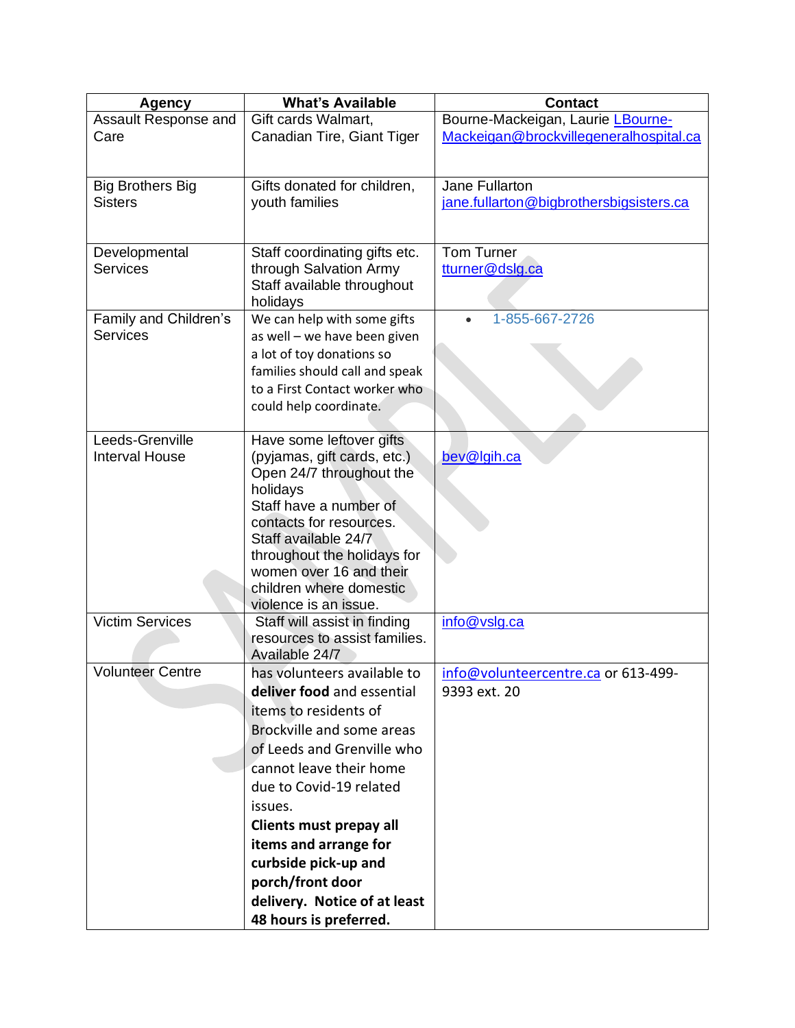| Agency | What's Available | Contact |
| --- | --- | --- |
| Assault Response and Care | Gift cards Walmart, Canadian Tire, Giant Tiger | Bourne-Mackeigan, Laurie LBourne-Mackeigan@brockvillegeneralhospital.ca |
| Big Brothers Big Sisters | Gifts donated for children, youth families | Jane Fullarton jane.fullarton@bigbrothersbigsisters.ca |
| Developmental Services | Staff coordinating gifts etc. through Salvation Army Staff available throughout holidays | Tom Turner tturner@dslg.ca |
| Family and Children's Services | We can help with some gifts as well – we have been given a lot of toy donations so families should call and speak to a First Contact worker who could help coordinate. | • 1-855-667-2726 |
| Leeds-Grenville Interval House | Have some leftover gifts (pyjamas, gift cards, etc.) Open 24/7 throughout the holidays Staff have a number of contacts for resources. Staff available 24/7 throughout the holidays for women over 16 and their children where domestic violence is an issue. | bev@lgih.ca |
| Victim Services | Staff will assist in finding resources to assist families. Available 24/7 | info@vslg.ca |
| Volunteer Centre | has volunteers available to **deliver food** and essential items to residents of Brockville and some areas of Leeds and Grenville who cannot leave their home due to Covid-19 related issues. **Clients must prepay all items and arrange for curbside pick-up and porch/front door delivery. Notice of at least 48 hours is preferred.** | info@volunteercentre.ca or 613-499-9393 ext. 20 |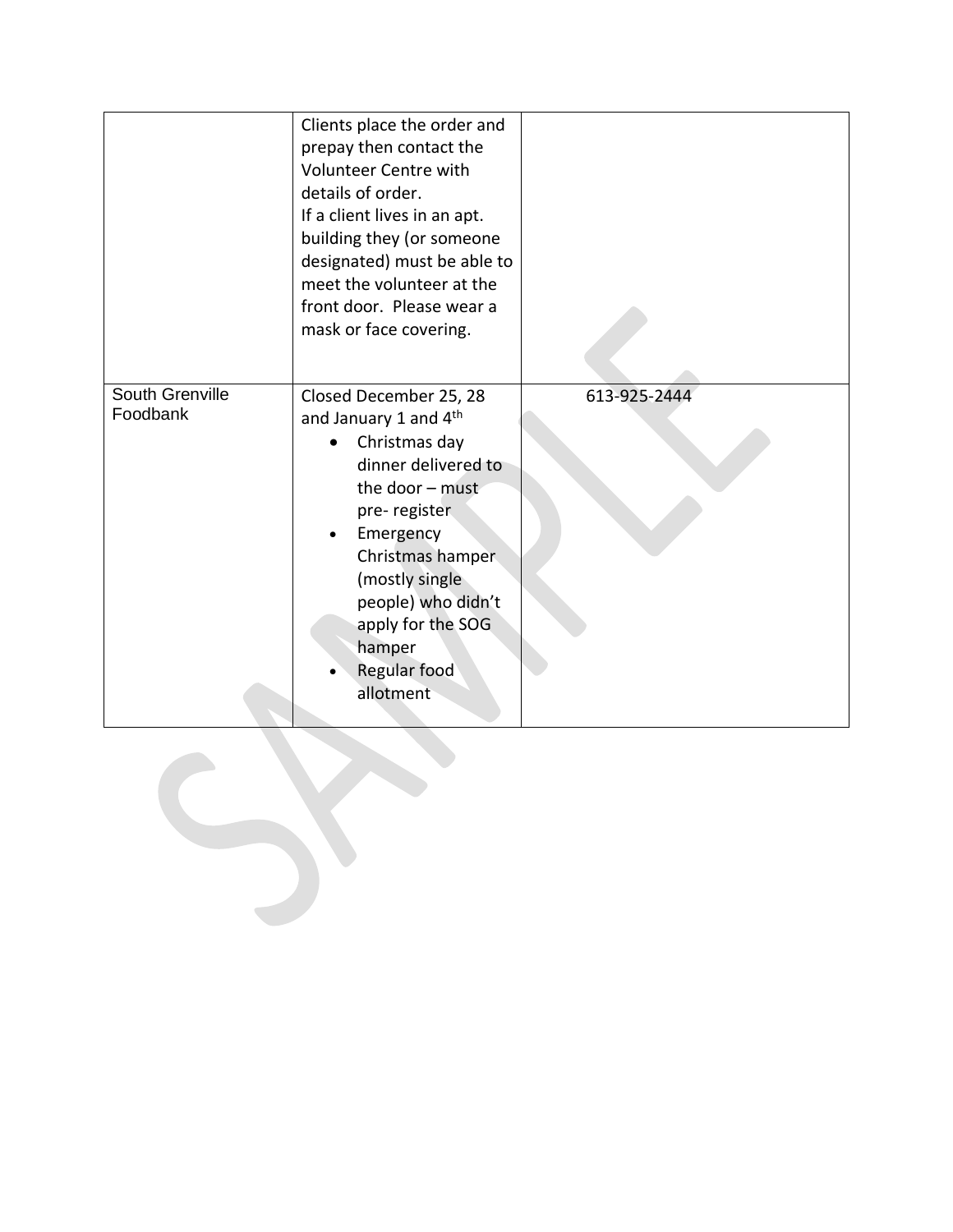| | | |
|---|---|---|
| | Clients place the order and prepay then contact the Volunteer Centre with details of order.<br>If a client lives in an apt. building they (or someone designated) must be able to meet the volunteer at the front door. Please wear a mask or face covering. | |
| South Grenville Foodbank | Closed December 25, 28 and January 1 and 4th<br>• Christmas day dinner delivered to the door – must pre- register<br>• Emergency Christmas hamper (mostly single people) who didn't apply for the SOG hamper<br>• Regular food allotment | 613-925-2444 |